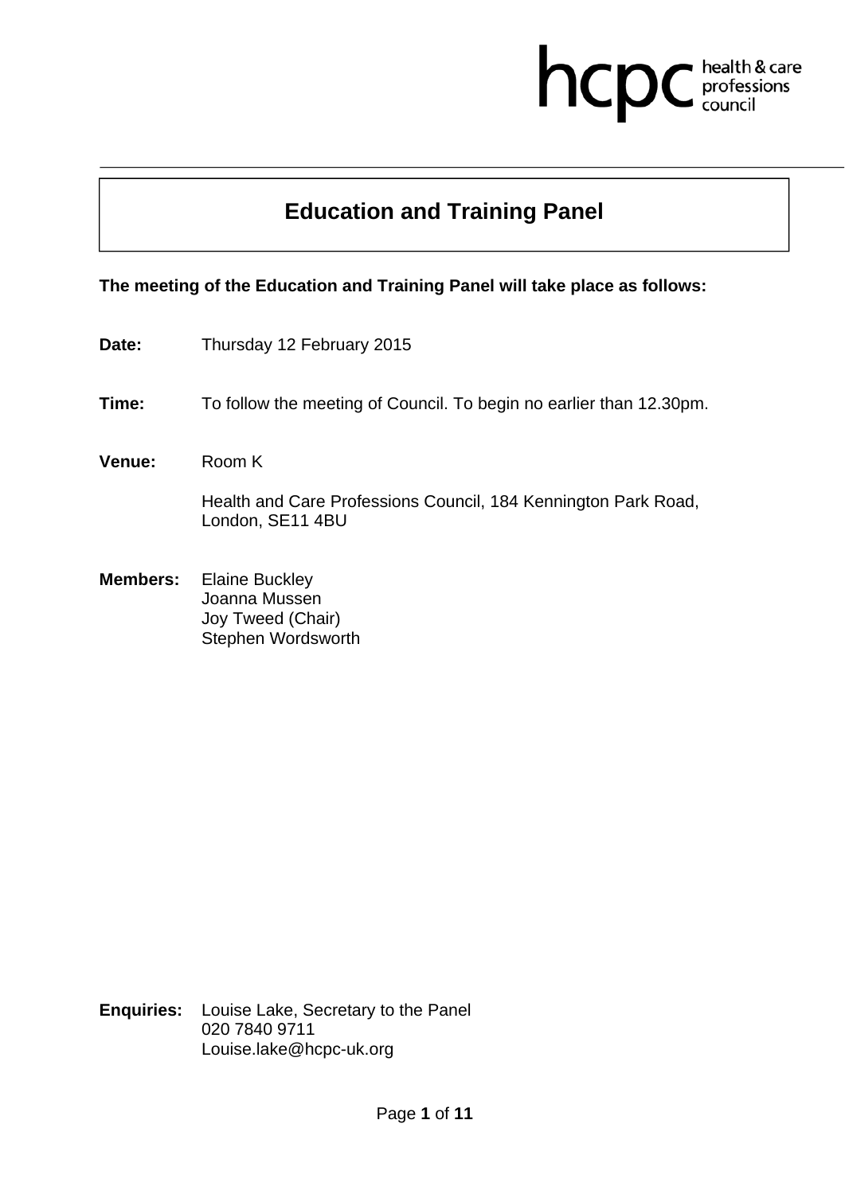# Education and Training Panel

**The meeting of the Education and Training Panel will take place as follows:**

**Date:** Thursday 12 February 2015

**Time:** To follow the meeting of Council. To begin no earlier than 12.30pm.

**Venue:** Room K

Health and Care Professions Council, 184 Kennington Park Road, London, SE11 4BU

**Members:** Elaine Buckley
Joanna Mussen
Joy Tweed (Chair)
Stephen Wordsworth

**Enquiries:** Louise Lake, Secretary to the Panel
020 7840 9711
Louise.lake@hcpc-uk.org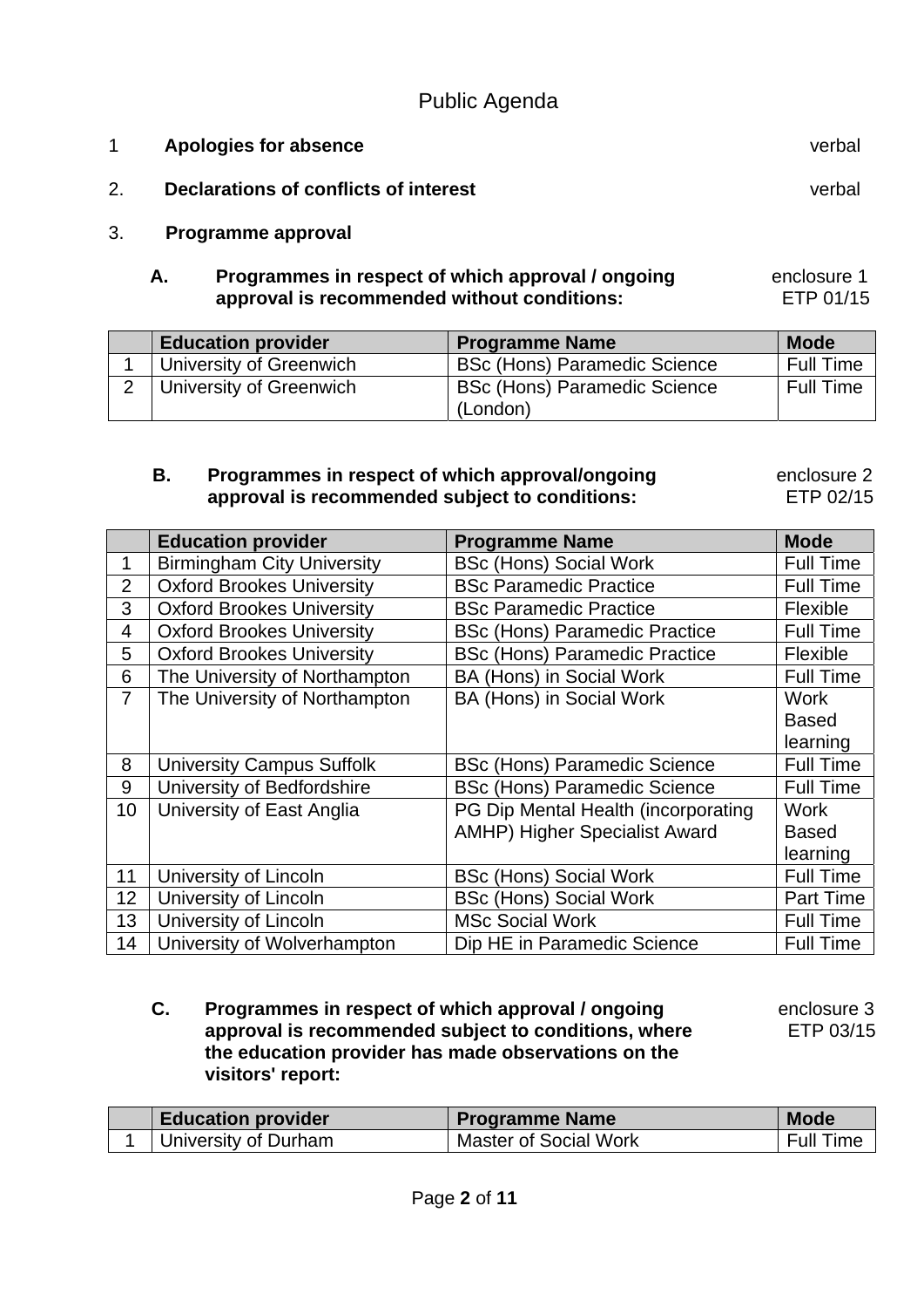# Public Agenda

1 **Apologies for absence** verbal

2. **Declarations of conflicts of interest** verbal

3. **Programme approval**

**A. Programmes in respect of which approval / ongoing approval is recommended without conditions:** enclosure 1 ETP 01/15

| | Education provider | Programme Name | Mode |
|---|---|---|---|
| 1 | University of Greenwich | BSc (Hons) Paramedic Science | Full Time |
| 2 | University of Greenwich | BSc (Hons) Paramedic Science (London) | Full Time |

**B. Programmes in respect of which approval/ongoing approval is recommended subject to conditions:** enclosure 2 ETP 02/15

| | Education provider | Programme Name | Mode |
|---|---|---|---|
| 1 | Birmingham City University | BSc (Hons) Social Work | Full Time |
| 2 | Oxford Brookes University | BSc Paramedic Practice | Full Time |
| 3 | Oxford Brookes University | BSc Paramedic Practice | Flexible |
| 4 | Oxford Brookes University | BSc (Hons) Paramedic Practice | Full Time |
| 5 | Oxford Brookes University | BSc (Hons) Paramedic Practice | Flexible |
| 6 | The University of Northampton | BA (Hons) in Social Work | Full Time |
| 7 | The University of Northampton | BA (Hons) in Social Work | Work Based learning |
| 8 | University Campus Suffolk | BSc (Hons) Paramedic Science | Full Time |
| 9 | University of Bedfordshire | BSc (Hons) Paramedic Science | Full Time |
| 10 | University of East Anglia | PG Dip Mental Health (incorporating AMHP) Higher Specialist Award | Work Based learning |
| 11 | University of Lincoln | BSc (Hons) Social Work | Full Time |
| 12 | University of Lincoln | BSc (Hons) Social Work | Part Time |
| 13 | University of Lincoln | MSc Social Work | Full Time |
| 14 | University of Wolverhampton | Dip HE in Paramedic Science | Full Time |

**C. Programmes in respect of which approval / ongoing approval is recommended subject to conditions, where the education provider has made observations on the visitors' report:** enclosure 3 ETP 03/15

| | Education provider | Programme Name | Mode |
|---|---|---|---|
| 1 | University of Durham | Master of Social Work | Full Time |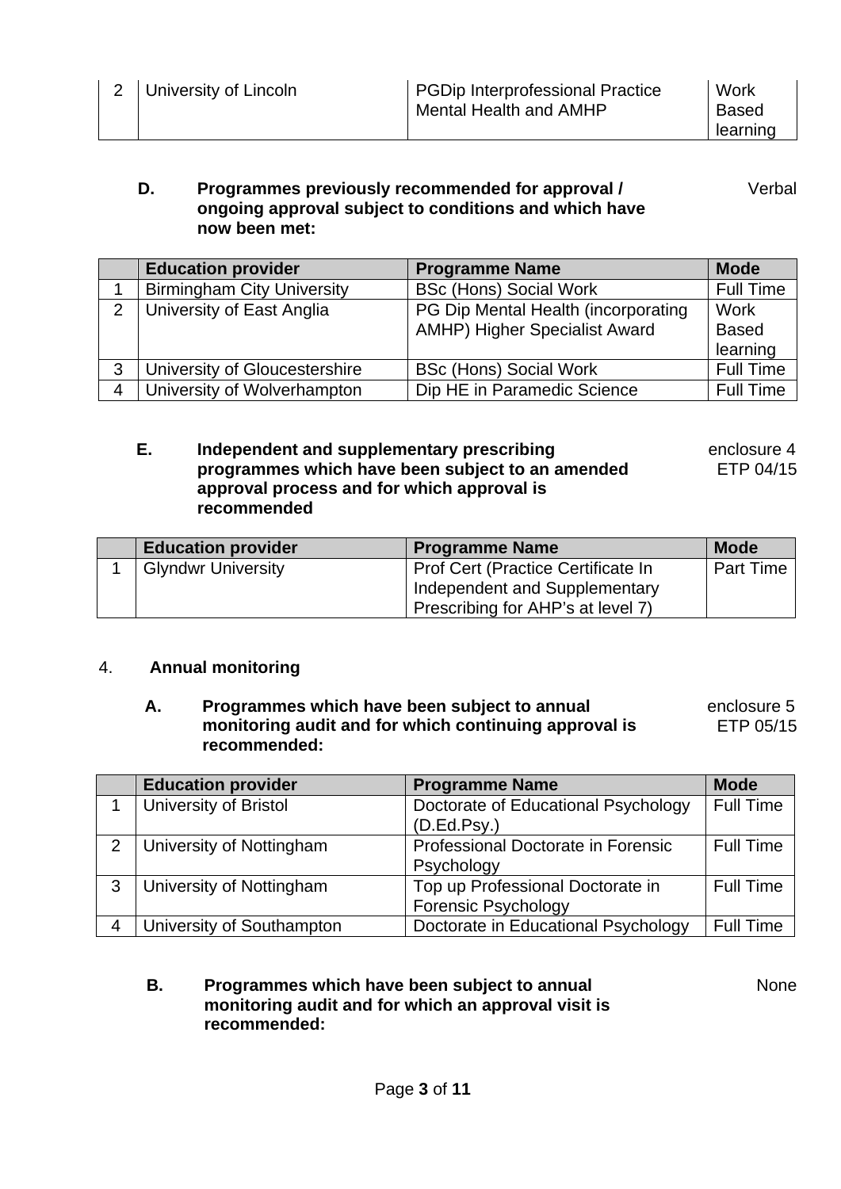| | | | |
|---|---|---|---|
| 2 | University of Lincoln | PGDip Interprofessional Practice Mental Health and AMHP | Work Based learning |

**D. Programmes previously recommended for approval / ongoing approval subject to conditions and which have now been met:** Verbal

| | Education provider | Programme Name | Mode |
|---|---|---|---|
| 1 | Birmingham City University | BSc (Hons) Social Work | Full Time |
| 2 | University of East Anglia | PG Dip Mental Health (incorporating AMHP) Higher Specialist Award | Work Based learning |
| 3 | University of Gloucestershire | BSc (Hons) Social Work | Full Time |
| 4 | University of Wolverhampton | Dip HE in Paramedic Science | Full Time |

**E. Independent and supplementary prescribing programmes which have been subject to an amended approval process and for which approval is recommended** enclosure 4 ETP 04/15

| | Education provider | Programme Name | Mode |
|---|---|---|---|
| 1 | Glyndwr University | Prof Cert (Practice Certificate In Independent and Supplementary Prescribing for AHP's at level 7) | Part Time |

4. **Annual monitoring**

**A. Programmes which have been subject to annual monitoring audit and for which continuing approval is recommended:** enclosure 5 ETP 05/15

| | Education provider | Programme Name | Mode |
|---|---|---|---|
| 1 | University of Bristol | Doctorate of Educational Psychology (D.Ed.Psy.) | Full Time |
| 2 | University of Nottingham | Professional Doctorate in Forensic Psychology | Full Time |
| 3 | University of Nottingham | Top up Professional Doctorate in Forensic Psychology | Full Time |
| 4 | University of Southampton | Doctorate in Educational Psychology | Full Time |

**B. Programmes which have been subject to annual monitoring audit and for which an approval visit is recommended:** None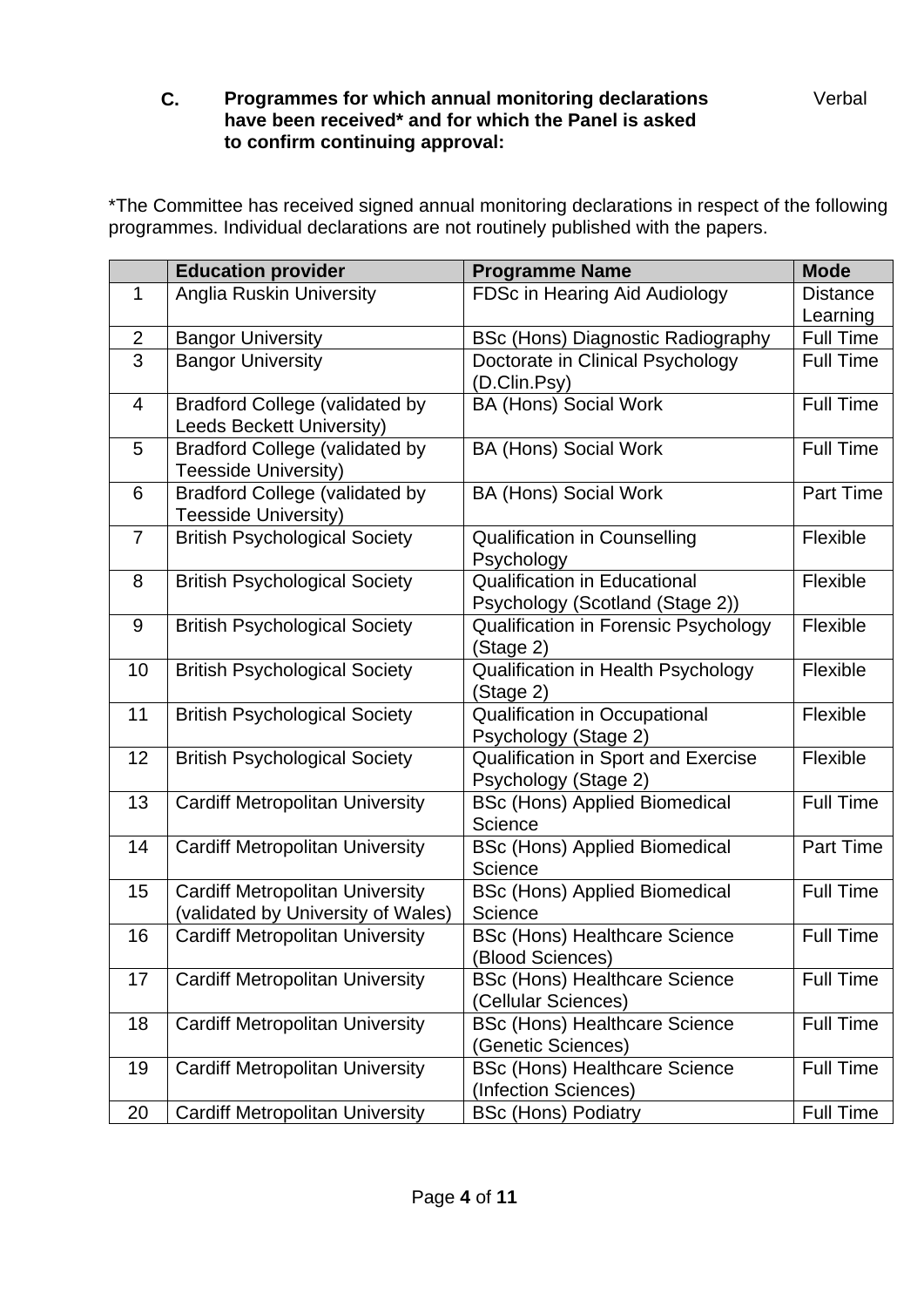**C.** **Programmes for which annual monitoring declarations have been received\* and for which the Panel is asked to confirm continuing approval:** Verbal

*The Committee has received signed annual monitoring declarations in respect of the following programmes. Individual declarations are not routinely published with the papers.

| | Education provider | Programme Name | Mode |
|---|---|---|---|
| 1 | Anglia Ruskin University | FDSc in Hearing Aid Audiology | Distance Learning |
| 2 | Bangor University | BSc (Hons) Diagnostic Radiography | Full Time |
| 3 | Bangor University | Doctorate in Clinical Psychology (D.Clin.Psy) | Full Time |
| 4 | Bradford College (validated by Leeds Beckett University) | BA (Hons) Social Work | Full Time |
| 5 | Bradford College (validated by Teesside University) | BA (Hons) Social Work | Full Time |
| 6 | Bradford College (validated by Teesside University) | BA (Hons) Social Work | Part Time |
| 7 | British Psychological Society | Qualification in Counselling Psychology | Flexible |
| 8 | British Psychological Society | Qualification in Educational Psychology (Scotland (Stage 2)) | Flexible |
| 9 | British Psychological Society | Qualification in Forensic Psychology (Stage 2) | Flexible |
| 10 | British Psychological Society | Qualification in Health Psychology (Stage 2) | Flexible |
| 11 | British Psychological Society | Qualification in Occupational Psychology (Stage 2) | Flexible |
| 12 | British Psychological Society | Qualification in Sport and Exercise Psychology (Stage 2) | Flexible |
| 13 | Cardiff Metropolitan University | BSc (Hons) Applied Biomedical Science | Full Time |
| 14 | Cardiff Metropolitan University | BSc (Hons) Applied Biomedical Science | Part Time |
| 15 | Cardiff Metropolitan University (validated by University of Wales) | BSc (Hons) Applied Biomedical Science | Full Time |
| 16 | Cardiff Metropolitan University | BSc (Hons) Healthcare Science (Blood Sciences) | Full Time |
| 17 | Cardiff Metropolitan University | BSc (Hons) Healthcare Science (Cellular Sciences) | Full Time |
| 18 | Cardiff Metropolitan University | BSc (Hons) Healthcare Science (Genetic Sciences) | Full Time |
| 19 | Cardiff Metropolitan University | BSc (Hons) Healthcare Science (Infection Sciences) | Full Time |
| 20 | Cardiff Metropolitan University | BSc (Hons) Podiatry | Full Time |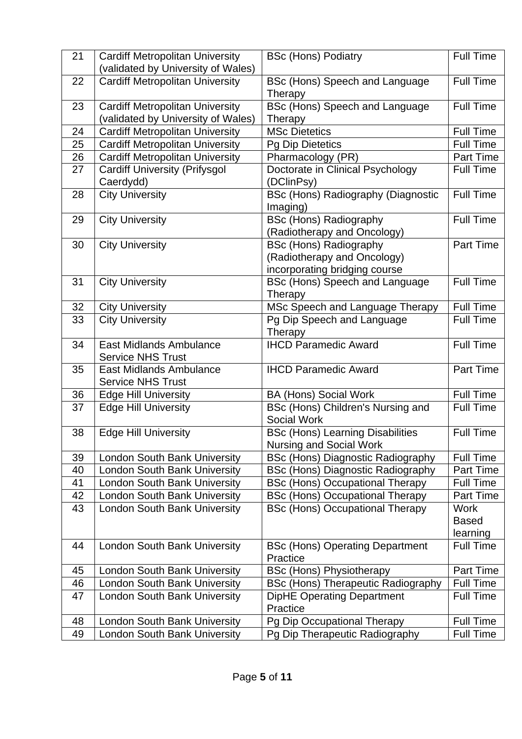| 21 | Cardiff Metropolitan University (validated by University of Wales) | BSc (Hons) Podiatry | Full Time |
|---|---|---|---|
| 22 | Cardiff Metropolitan University | BSc (Hons) Speech and Language Therapy | Full Time |
| 23 | Cardiff Metropolitan University (validated by University of Wales) | BSc (Hons) Speech and Language Therapy | Full Time |
| 24 | Cardiff Metropolitan University | MSc Dietetics | Full Time |
| 25 | Cardiff Metropolitan University | Pg Dip Dietetics | Full Time |
| 26 | Cardiff Metropolitan University | Pharmacology (PR) | Part Time |
| 27 | Cardiff University (Prifysgol Caerdydd) | Doctorate in Clinical Psychology (DClinPsy) | Full Time |
| 28 | City University | BSc (Hons) Radiography (Diagnostic Imaging) | Full Time |
| 29 | City University | BSc (Hons) Radiography (Radiotherapy and Oncology) | Full Time |
| 30 | City University | BSc (Hons) Radiography (Radiotherapy and Oncology) incorporating bridging course | Part Time |
| 31 | City University | BSc (Hons) Speech and Language Therapy | Full Time |
| 32 | City University | MSc Speech and Language Therapy | Full Time |
| 33 | City University | Pg Dip Speech and Language Therapy | Full Time |
| 34 | East Midlands Ambulance Service NHS Trust | IHCD Paramedic Award | Full Time |
| 35 | East Midlands Ambulance Service NHS Trust | IHCD Paramedic Award | Part Time |
| 36 | Edge Hill University | BA (Hons) Social Work | Full Time |
| 37 | Edge Hill University | BSc (Hons) Children's Nursing and Social Work | Full Time |
| 38 | Edge Hill University | BSc (Hons) Learning Disabilities Nursing and Social Work | Full Time |
| 39 | London South Bank University | BSc (Hons) Diagnostic Radiography | Full Time |
| 40 | London South Bank University | BSc (Hons) Diagnostic Radiography | Part Time |
| 41 | London South Bank University | BSc (Hons) Occupational Therapy | Full Time |
| 42 | London South Bank University | BSc (Hons) Occupational Therapy | Part Time |
| 43 | London South Bank University | BSc (Hons) Occupational Therapy | Work Based learning |
| 44 | London South Bank University | BSc (Hons) Operating Department Practice | Full Time |
| 45 | London South Bank University | BSc (Hons) Physiotherapy | Part Time |
| 46 | London South Bank University | BSc (Hons) Therapeutic Radiography | Full Time |
| 47 | London South Bank University | DipHE Operating Department Practice | Full Time |
| 48 | London South Bank University | Pg Dip Occupational Therapy | Full Time |
| 49 | London South Bank University | Pg Dip Therapeutic Radiography | Full Time |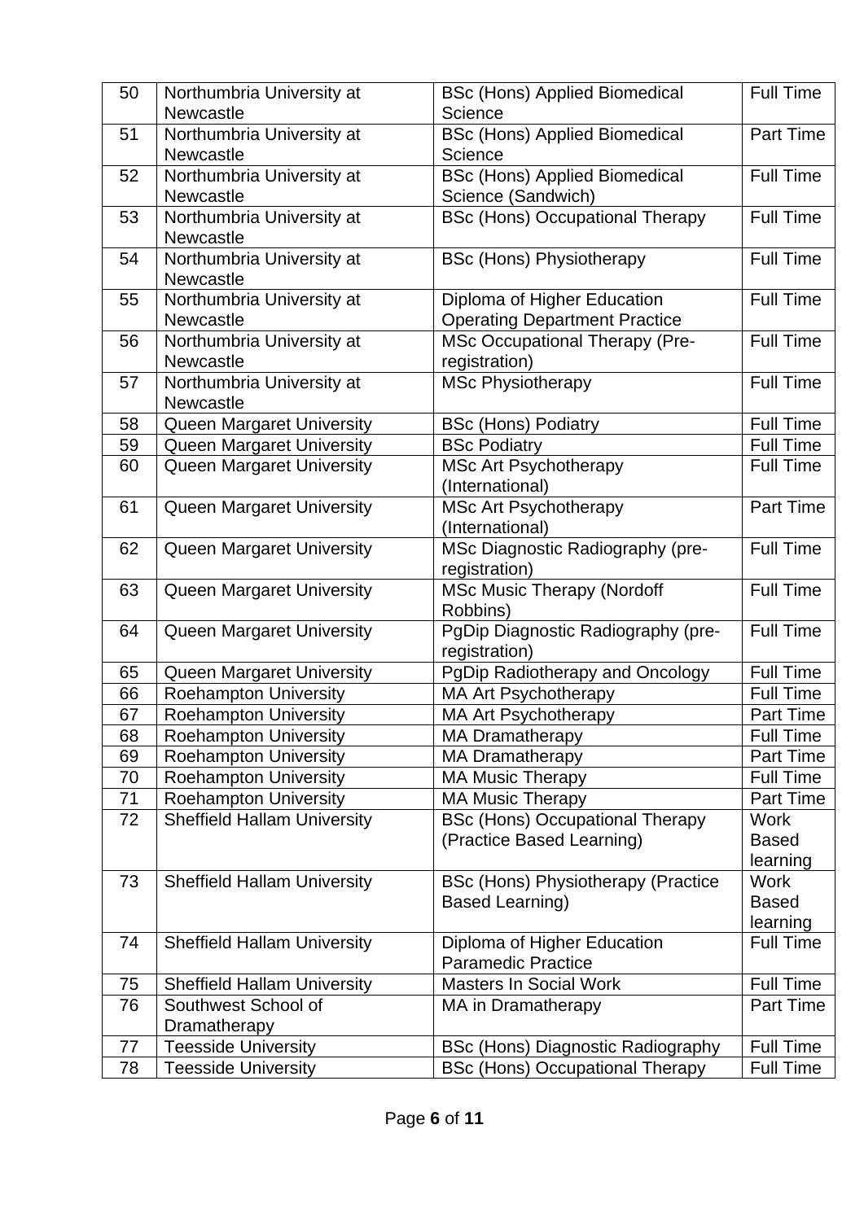| 50 | Northumbria University at Newcastle | BSc (Hons) Applied Biomedical Science | Full Time |
|---|---|---|---|
| 51 | Northumbria University at Newcastle | BSc (Hons) Applied Biomedical Science | Part Time |
| 52 | Northumbria University at Newcastle | BSc (Hons) Applied Biomedical Science (Sandwich) | Full Time |
| 53 | Northumbria University at Newcastle | BSc (Hons) Occupational Therapy | Full Time |
| 54 | Northumbria University at Newcastle | BSc (Hons) Physiotherapy | Full Time |
| 55 | Northumbria University at Newcastle | Diploma of Higher Education Operating Department Practice | Full Time |
| 56 | Northumbria University at Newcastle | MSc Occupational Therapy (Pre-registration) | Full Time |
| 57 | Northumbria University at Newcastle | MSc Physiotherapy | Full Time |
| 58 | Queen Margaret University | BSc (Hons) Podiatry | Full Time |
| 59 | Queen Margaret University | BSc Podiatry | Full Time |
| 60 | Queen Margaret University | MSc Art Psychotherapy (International) | Full Time |
| 61 | Queen Margaret University | MSc Art Psychotherapy (International) | Part Time |
| 62 | Queen Margaret University | MSc Diagnostic Radiography (pre-registration) | Full Time |
| 63 | Queen Margaret University | MSc Music Therapy (Nordoff Robbins) | Full Time |
| 64 | Queen Margaret University | PgDip Diagnostic Radiography (pre-registration) | Full Time |
| 65 | Queen Margaret University | PgDip Radiotherapy and Oncology | Full Time |
| 66 | Roehampton University | MA Art Psychotherapy | Full Time |
| 67 | Roehampton University | MA Art Psychotherapy | Part Time |
| 68 | Roehampton University | MA Dramatherapy | Full Time |
| 69 | Roehampton University | MA Dramatherapy | Part Time |
| 70 | Roehampton University | MA Music Therapy | Full Time |
| 71 | Roehampton University | MA Music Therapy | Part Time |
| 72 | Sheffield Hallam University | BSc (Hons) Occupational Therapy (Practice Based Learning) | Work Based learning |
| 73 | Sheffield Hallam University | BSc (Hons) Physiotherapy (Practice Based Learning) | Work Based learning |
| 74 | Sheffield Hallam University | Diploma of Higher Education Paramedic Practice | Full Time |
| 75 | Sheffield Hallam University | Masters In Social Work | Full Time |
| 76 | Southwest School of Dramatherapy | MA in Dramatherapy | Part Time |
| 77 | Teesside University | BSc (Hons) Diagnostic Radiography | Full Time |
| 78 | Teesside University | BSc (Hons) Occupational Therapy | Full Time |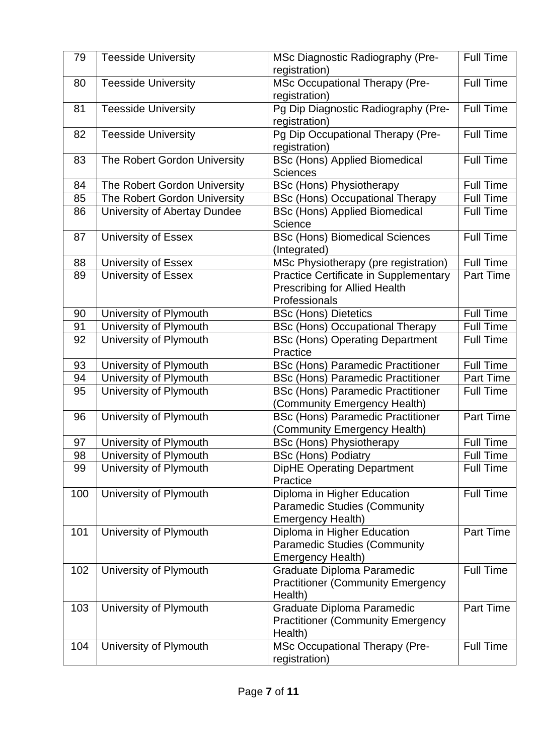| 79 | Teesside University | MSc Diagnostic Radiography (Pre-registration) | Full Time |
|---|---|---|---|
| 80 | Teesside University | MSc Occupational Therapy (Pre-registration) | Full Time |
| 81 | Teesside University | Pg Dip Diagnostic Radiography (Pre-registration) | Full Time |
| 82 | Teesside University | Pg Dip Occupational Therapy (Pre-registration) | Full Time |
| 83 | The Robert Gordon University | BSc (Hons) Applied Biomedical Sciences | Full Time |
| 84 | The Robert Gordon University | BSc (Hons) Physiotherapy | Full Time |
| 85 | The Robert Gordon University | BSc (Hons) Occupational Therapy | Full Time |
| 86 | University of Abertay Dundee | BSc (Hons) Applied Biomedical Science | Full Time |
| 87 | University of Essex | BSc (Hons) Biomedical Sciences (Integrated) | Full Time |
| 88 | University of Essex | MSc Physiotherapy (pre registration) | Full Time |
| 89 | University of Essex | Practice Certificate in Supplementary Prescribing for Allied Health Professionals | Part Time |
| 90 | University of Plymouth | BSc (Hons) Dietetics | Full Time |
| 91 | University of Plymouth | BSc (Hons) Occupational Therapy | Full Time |
| 92 | University of Plymouth | BSc (Hons) Operating Department Practice | Full Time |
| 93 | University of Plymouth | BSc (Hons) Paramedic Practitioner | Full Time |
| 94 | University of Plymouth | BSc (Hons) Paramedic Practitioner | Part Time |
| 95 | University of Plymouth | BSc (Hons) Paramedic Practitioner (Community Emergency Health) | Full Time |
| 96 | University of Plymouth | BSc (Hons) Paramedic Practitioner (Community Emergency Health) | Part Time |
| 97 | University of Plymouth | BSc (Hons) Physiotherapy | Full Time |
| 98 | University of Plymouth | BSc (Hons) Podiatry | Full Time |
| 99 | University of Plymouth | DipHE Operating Department Practice | Full Time |
| 100 | University of Plymouth | Diploma in Higher Education Paramedic Studies (Community Emergency Health) | Full Time |
| 101 | University of Plymouth | Diploma in Higher Education Paramedic Studies (Community Emergency Health) | Part Time |
| 102 | University of Plymouth | Graduate Diploma Paramedic Practitioner (Community Emergency Health) | Full Time |
| 103 | University of Plymouth | Graduate Diploma Paramedic Practitioner (Community Emergency Health) | Part Time |
| 104 | University of Plymouth | MSc Occupational Therapy (Pre-registration) | Full Time |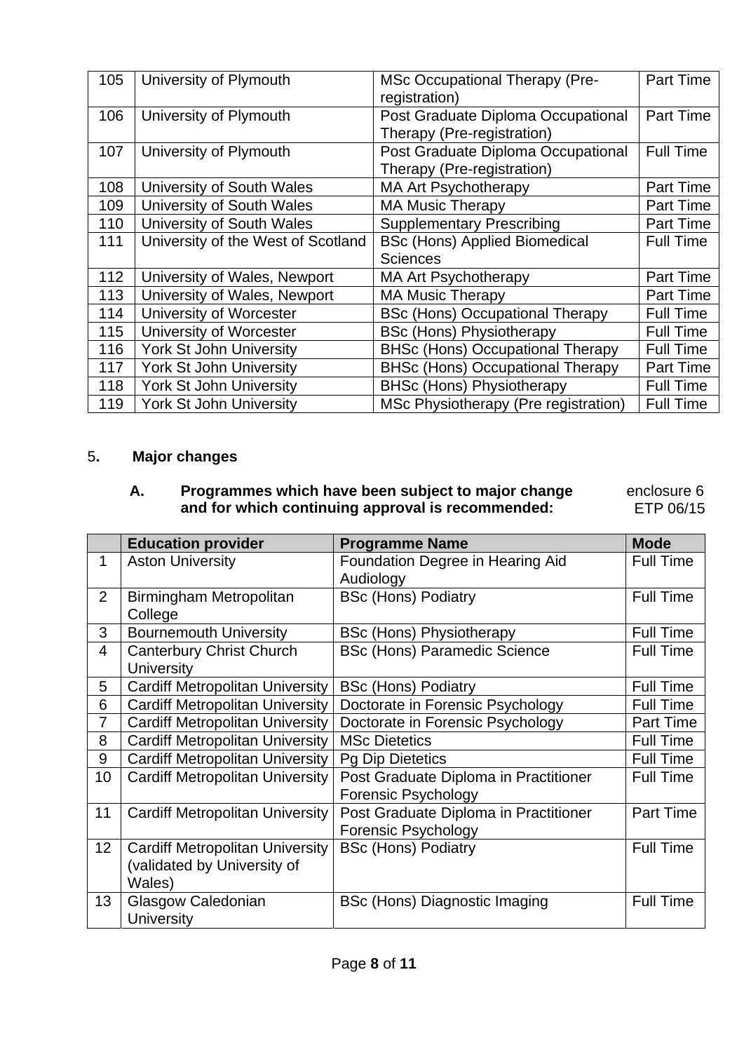| 105 | University of Plymouth | MSc Occupational Therapy (Pre-registration) | Part Time |
|---|---|---|---|
| 106 | University of Plymouth | Post Graduate Diploma Occupational Therapy (Pre-registration) | Part Time |
| 107 | University of Plymouth | Post Graduate Diploma Occupational Therapy (Pre-registration) | Full Time |
| 108 | University of South Wales | MA Art Psychotherapy | Part Time |
| 109 | University of South Wales | MA Music Therapy | Part Time |
| 110 | University of South Wales | Supplementary Prescribing | Part Time |
| 111 | University of the West of Scotland | BSc (Hons) Applied Biomedical Sciences | Full Time |
| 112 | University of Wales, Newport | MA Art Psychotherapy | Part Time |
| 113 | University of Wales, Newport | MA Music Therapy | Part Time |
| 114 | University of Worcester | BSc (Hons) Occupational Therapy | Full Time |
| 115 | University of Worcester | BSc (Hons) Physiotherapy | Full Time |
| 116 | York St John University | BHSc (Hons) Occupational Therapy | Full Time |
| 117 | York St John University | BHSc (Hons) Occupational Therapy | Part Time |
| 118 | York St John University | BHSc (Hons) Physiotherapy | Full Time |
| 119 | York St John University | MSc Physiotherapy (Pre registration) | Full Time |

## 5. Major changes

### A. Programmes which have been subject to major change and for which continuing approval is recommended:

enclosure 6
ETP 06/15

| | Education provider | Programme Name | Mode |
|---|---|---|---|
| 1 | Aston University | Foundation Degree in Hearing Aid Audiology | Full Time |
| 2 | Birmingham Metropolitan College | BSc (Hons) Podiatry | Full Time |
| 3 | Bournemouth University | BSc (Hons) Physiotherapy | Full Time |
| 4 | Canterbury Christ Church University | BSc (Hons) Paramedic Science | Full Time |
| 5 | Cardiff Metropolitan University | BSc (Hons) Podiatry | Full Time |
| 6 | Cardiff Metropolitan University | Doctorate in Forensic Psychology | Full Time |
| 7 | Cardiff Metropolitan University | Doctorate in Forensic Psychology | Part Time |
| 8 | Cardiff Metropolitan University | MSc Dietetics | Full Time |
| 9 | Cardiff Metropolitan University | Pg Dip Dietetics | Full Time |
| 10 | Cardiff Metropolitan University | Post Graduate Diploma in Practitioner Forensic Psychology | Full Time |
| 11 | Cardiff Metropolitan University | Post Graduate Diploma in Practitioner Forensic Psychology | Part Time |
| 12 | Cardiff Metropolitan University (validated by University of Wales) | BSc (Hons) Podiatry | Full Time |
| 13 | Glasgow Caledonian University | BSc (Hons) Diagnostic Imaging | Full Time |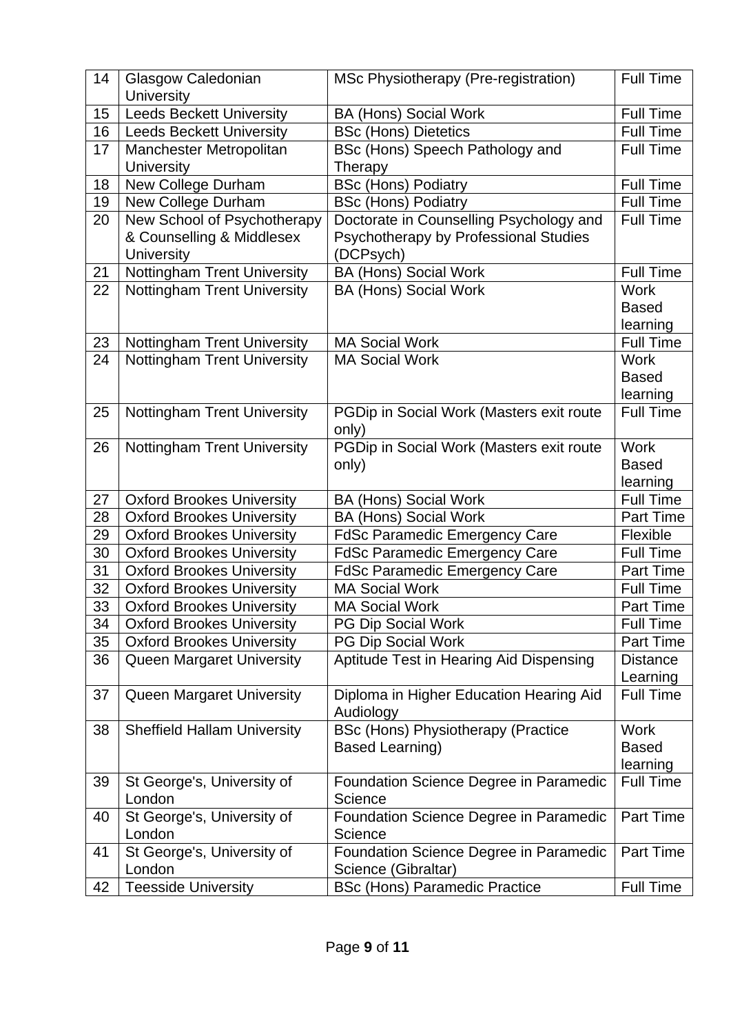| 14 | Glasgow Caledonian University | MSc Physiotherapy (Pre-registration) | Full Time |
|---|---|---|---|
| 15 | Leeds Beckett University | BA (Hons) Social Work | Full Time |
| 16 | Leeds Beckett University | BSc (Hons) Dietetics | Full Time |
| 17 | Manchester Metropolitan University | BSc (Hons) Speech Pathology and Therapy | Full Time |
| 18 | New College Durham | BSc (Hons) Podiatry | Full Time |
| 19 | New College Durham | BSc (Hons) Podiatry | Full Time |
| 20 | New School of Psychotherapy & Counselling & Middlesex University | Doctorate in Counselling Psychology and Psychotherapy by Professional Studies (DCPsych) | Full Time |
| 21 | Nottingham Trent University | BA (Hons) Social Work | Full Time |
| 22 | Nottingham Trent University | BA (Hons) Social Work | Work Based learning |
| 23 | Nottingham Trent University | MA Social Work | Full Time |
| 24 | Nottingham Trent University | MA Social Work | Work Based learning |
| 25 | Nottingham Trent University | PGDip in Social Work (Masters exit route only) | Full Time |
| 26 | Nottingham Trent University | PGDip in Social Work (Masters exit route only) | Work Based learning |
| 27 | Oxford Brookes University | BA (Hons) Social Work | Full Time |
| 28 | Oxford Brookes University | BA (Hons) Social Work | Part Time |
| 29 | Oxford Brookes University | FdSc Paramedic Emergency Care | Flexible |
| 30 | Oxford Brookes University | FdSc Paramedic Emergency Care | Full Time |
| 31 | Oxford Brookes University | FdSc Paramedic Emergency Care | Part Time |
| 32 | Oxford Brookes University | MA Social Work | Full Time |
| 33 | Oxford Brookes University | MA Social Work | Part Time |
| 34 | Oxford Brookes University | PG Dip Social Work | Full Time |
| 35 | Oxford Brookes University | PG Dip Social Work | Part Time |
| 36 | Queen Margaret University | Aptitude Test in Hearing Aid Dispensing | Distance Learning |
| 37 | Queen Margaret University | Diploma in Higher Education Hearing Aid Audiology | Full Time |
| 38 | Sheffield Hallam University | BSc (Hons) Physiotherapy (Practice Based Learning) | Work Based learning |
| 39 | St George's, University of London | Foundation Science Degree in Paramedic Science | Full Time |
| 40 | St George's, University of London | Foundation Science Degree in Paramedic Science | Part Time |
| 41 | St George's, University of London | Foundation Science Degree in Paramedic Science (Gibraltar) | Part Time |
| 42 | Teesside University | BSc (Hons) Paramedic Practice | Full Time |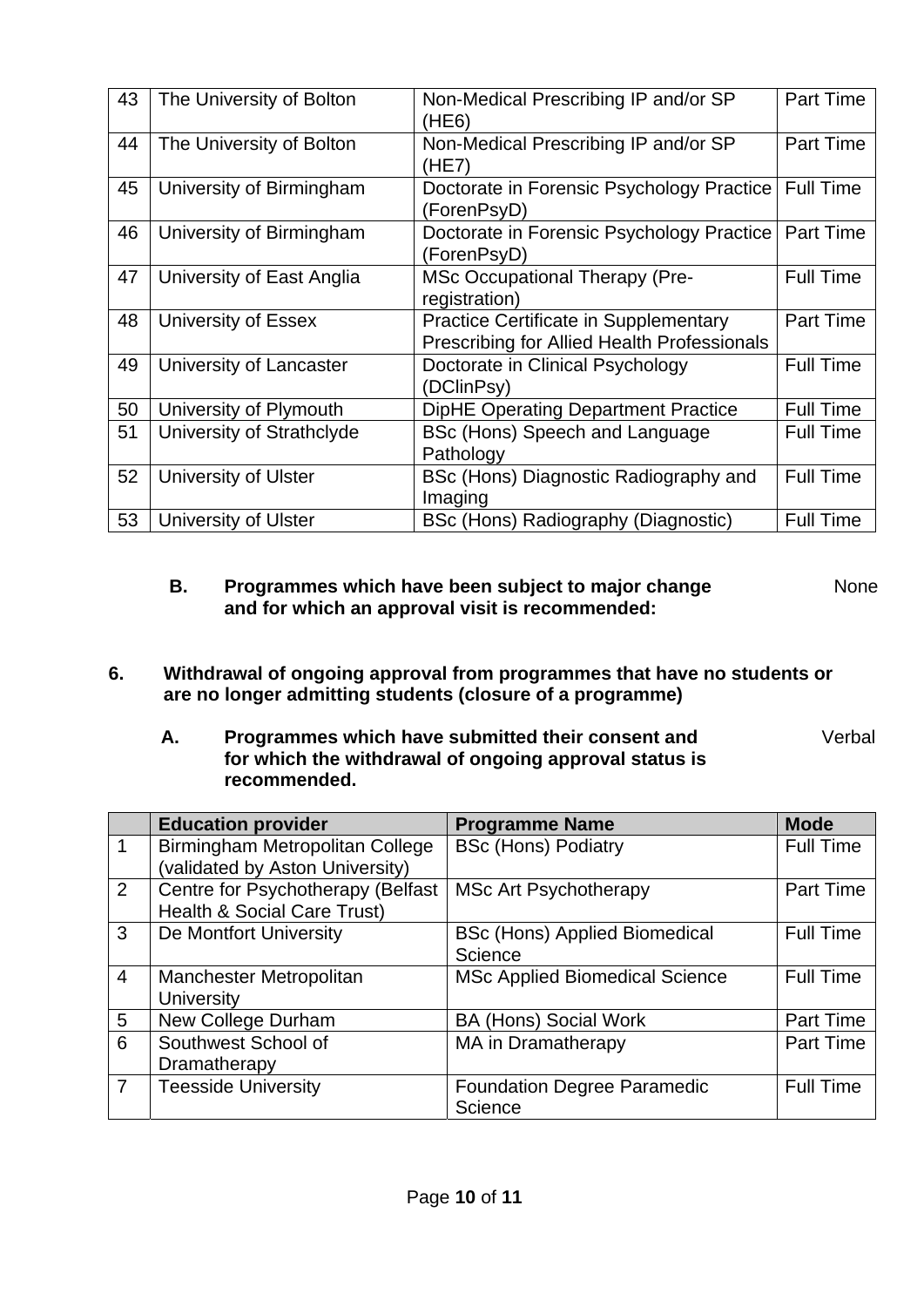| 43 | The University of Bolton | Non-Medical Prescribing IP and/or SP (HE6) | Part Time |
|---|---|---|---|
| 44 | The University of Bolton | Non-Medical Prescribing IP and/or SP (HE7) | Part Time |
| 45 | University of Birmingham | Doctorate in Forensic Psychology Practice (ForenPsyD) | Full Time |
| 46 | University of Birmingham | Doctorate in Forensic Psychology Practice (ForenPsyD) | Part Time |
| 47 | University of East Anglia | MSc Occupational Therapy (Pre-registration) | Full Time |
| 48 | University of Essex | Practice Certificate in Supplementary Prescribing for Allied Health Professionals | Part Time |
| 49 | University of Lancaster | Doctorate in Clinical Psychology (DClinPsy) | Full Time |
| 50 | University of Plymouth | DipHE Operating Department Practice | Full Time |
| 51 | University of Strathclyde | BSc (Hons) Speech and Language Pathology | Full Time |
| 52 | University of Ulster | BSc (Hons) Diagnostic Radiography and Imaging | Full Time |
| 53 | University of Ulster | BSc (Hons) Radiography (Diagnostic) | Full Time |

**B. Programmes which have been subject to major change and for which an approval visit is recommended:** None

## 6. Withdrawal of ongoing approval from programmes that have no students or are no longer admitting students (closure of a programme)

**A. Programmes which have submitted their consent and for which the withdrawal of ongoing approval status is recommended.** Verbal

| | Education provider | Programme Name | Mode |
|---|---|---|---|
| 1 | Birmingham Metropolitan College (validated by Aston University) | BSc (Hons) Podiatry | Full Time |
| 2 | Centre for Psychotherapy (Belfast Health & Social Care Trust) | MSc Art Psychotherapy | Part Time |
| 3 | De Montfort University | BSc (Hons) Applied Biomedical Science | Full Time |
| 4 | Manchester Metropolitan University | MSc Applied Biomedical Science | Full Time |
| 5 | New College Durham | BA (Hons) Social Work | Part Time |
| 6 | Southwest School of Dramatherapy | MA in Dramatherapy | Part Time |
| 7 | Teesside University | Foundation Degree Paramedic Science | Full Time |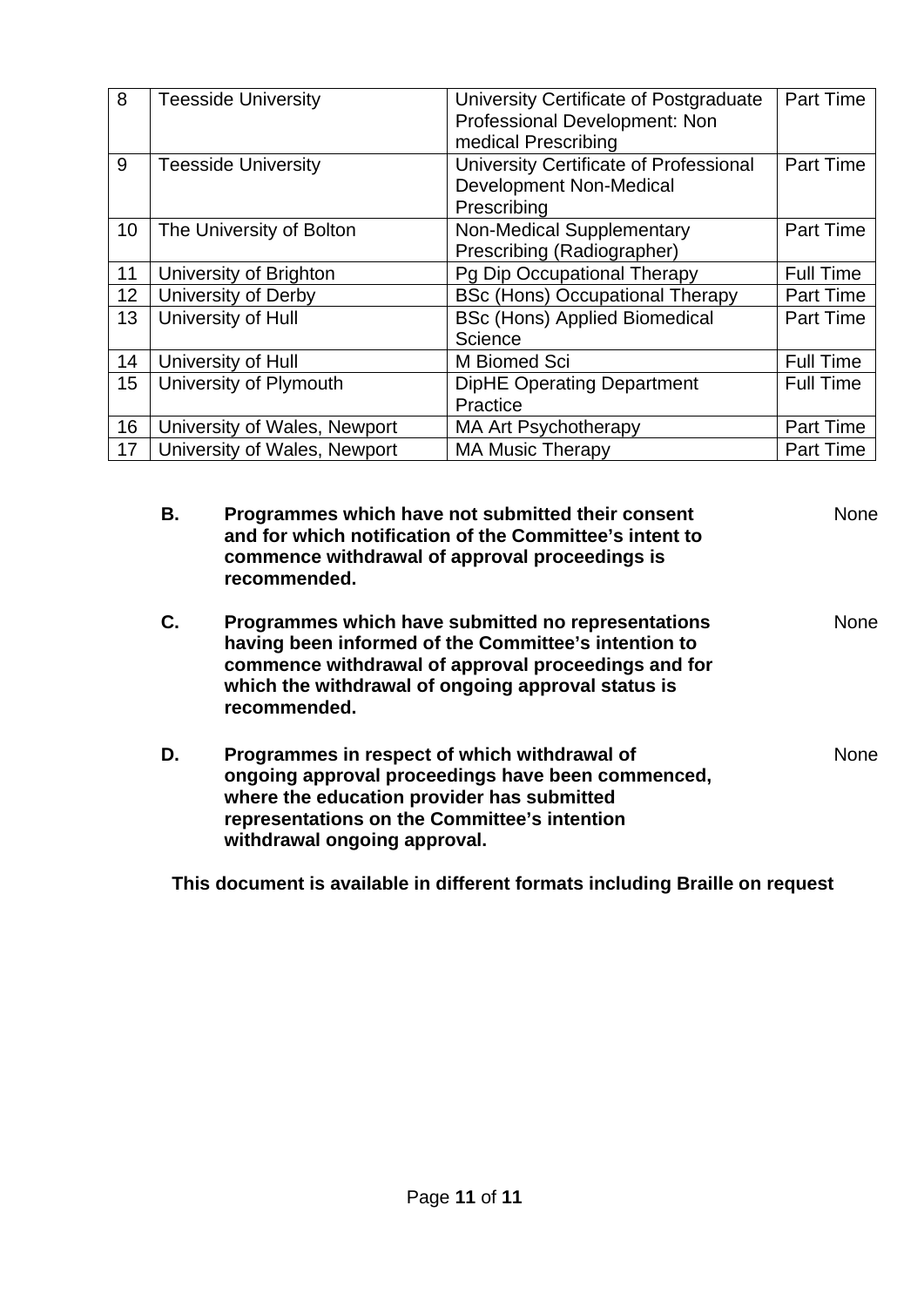| | | | |
|---|---|---|---|
| 8 | Teesside University | University Certificate of Postgraduate Professional Development: Non medical Prescribing | Part Time |
| 9 | Teesside University | University Certificate of Professional Development Non-Medical Prescribing | Part Time |
| 10 | The University of Bolton | Non-Medical Supplementary Prescribing (Radiographer) | Part Time |
| 11 | University of Brighton | Pg Dip Occupational Therapy | Full Time |
| 12 | University of Derby | BSc (Hons) Occupational Therapy | Part Time |
| 13 | University of Hull | BSc (Hons) Applied Biomedical Science | Part Time |
| 14 | University of Hull | M Biomed Sci | Full Time |
| 15 | University of Plymouth | DipHE Operating Department Practice | Full Time |
| 16 | University of Wales, Newport | MA Art Psychotherapy | Part Time |
| 17 | University of Wales, Newport | MA Music Therapy | Part Time |

**B. Programmes which have not submitted their consent and for which notification of the Committee's intent to commence withdrawal of approval proceedings is recommended.** None

**C. Programmes which have submitted no representations having been informed of the Committee's intention to commence withdrawal of approval proceedings and for which the withdrawal of ongoing approval status is recommended.** None

**D. Programmes in respect of which withdrawal of ongoing approval proceedings have been commenced, where the education provider has submitted representations on the Committee's intention withdrawal ongoing approval.** None

**This document is available in different formats including Braille on request**